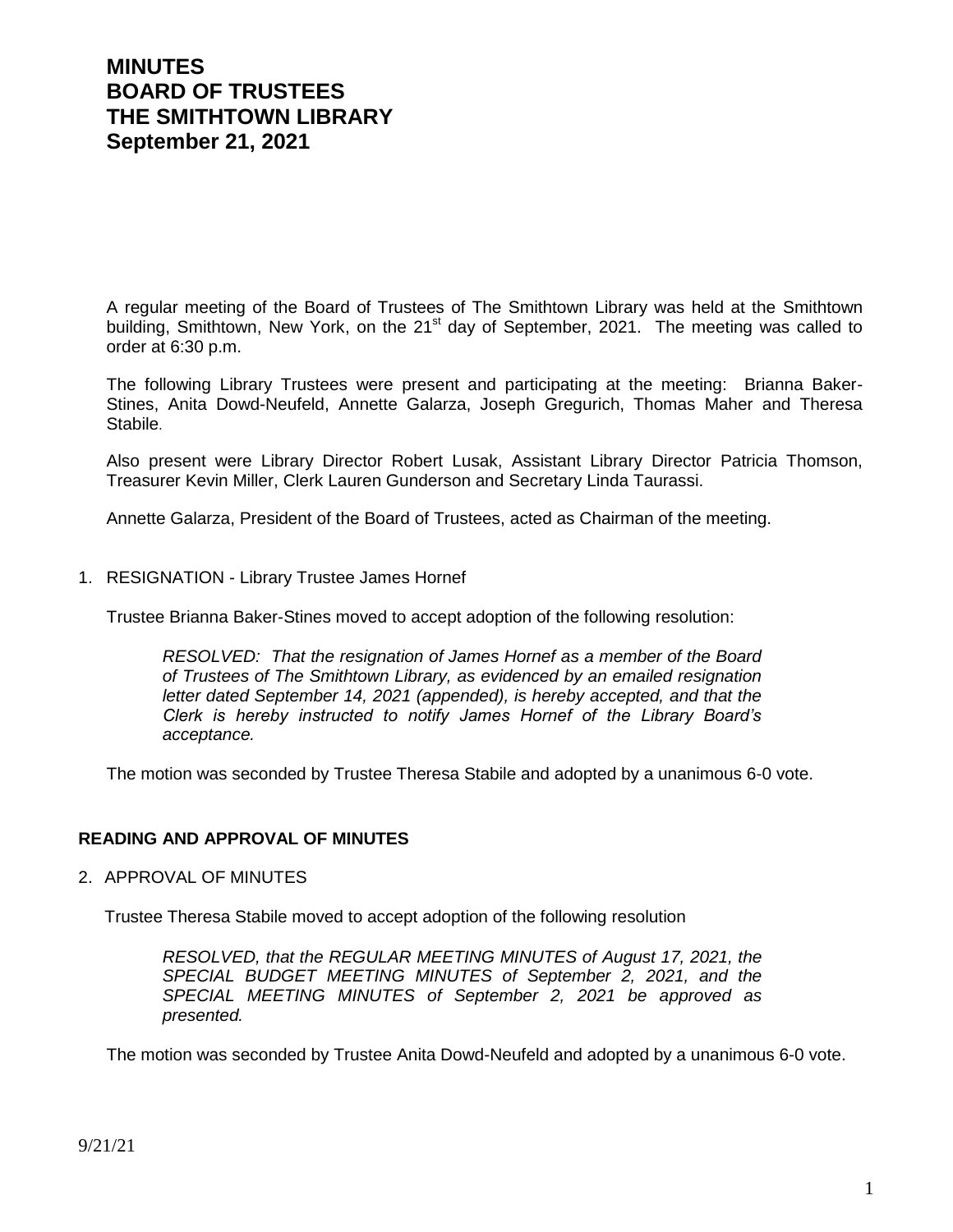# MINUTES
# BOARD OF TRUSTEES
# THE SMITHTOWN LIBRARY
# September 21, 2021

A regular meeting of the Board of Trustees of The Smithtown Library was held at the Smithtown building, Smithtown, New York, on the 21st day of September, 2021. The meeting was called to order at 6:30 p.m.

The following Library Trustees were present and participating at the meeting: Brianna Baker-Stines, Anita Dowd-Neufeld, Annette Galarza, Joseph Gregurich, Thomas Maher and Theresa Stabile.

Also present were Library Director Robert Lusak, Assistant Library Director Patricia Thomson, Treasurer Kevin Miller, Clerk Lauren Gunderson and Secretary Linda Taurassi.

Annette Galarza, President of the Board of Trustees, acted as Chairman of the meeting.

1. RESIGNATION - Library Trustee James Hornef

   Trustee Brianna Baker-Stines moved to accept adoption of the following resolution:

   > *RESOLVED: That the resignation of James Hornef as a member of the Board of Trustees of The Smithtown Library, as evidenced by an emailed resignation letter dated September 14, 2021 (appended), is hereby accepted, and that the Clerk is hereby instructed to notify James Hornef of the Library Board's acceptance.*

   The motion was seconded by Trustee Theresa Stabile and adopted by a unanimous 6-0 vote.

**READING AND APPROVAL OF MINUTES**

2. APPROVAL OF MINUTES

   Trustee Theresa Stabile moved to accept adoption of the following resolution

   > *RESOLVED, that the REGULAR MEETING MINUTES of August 17, 2021, the SPECIAL BUDGET MEETING MINUTES of September 2, 2021, and the SPECIAL MEETING MINUTES of September 2, 2021 be approved as presented.*

   The motion was seconded by Trustee Anita Dowd-Neufeld and adopted by a unanimous 6-0 vote.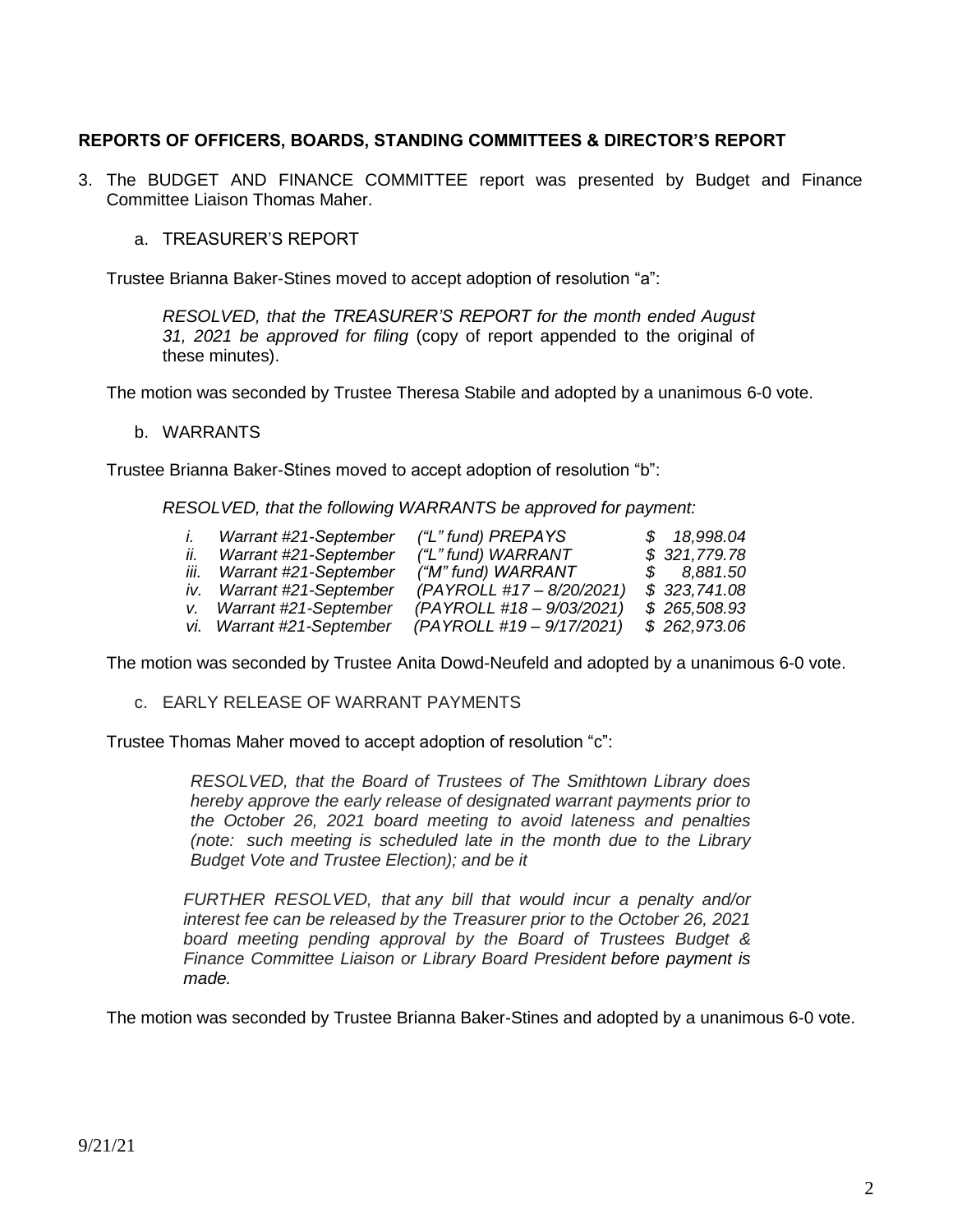## REPORTS OF OFFICERS, BOARDS, STANDING COMMITTEES & DIRECTOR'S REPORT

3. The BUDGET AND FINANCE COMMITTEE report was presented by Budget and Finance Committee Liaison Thomas Maher.

   a. TREASURER'S REPORT

Trustee Brianna Baker-Stines moved to accept adoption of resolution "a":

> *RESOLVED, that the TREASURER'S REPORT for the month ended August 31, 2021 be approved for filing* (copy of report appended to the original of these minutes).

The motion was seconded by Trustee Theresa Stabile and adopted by a unanimous 6-0 vote.

   b. WARRANTS

Trustee Brianna Baker-Stines moved to accept adoption of resolution "b":

*RESOLVED, that the following WARRANTS be approved for payment:*

| | | | |
|---|---|---|---|
| *i.* | *Warrant #21-September* | *("L" fund) PREPAYS* | *$ 18,998.04* |
| *ii.* | *Warrant #21-September* | *("L" fund) WARRANT* | *$ 321,779.78* |
| *iii.* | *Warrant #21-September* | *("M" fund) WARRANT* | *$ 8,881.50* |
| *iv.* | *Warrant #21-September* | *(PAYROLL #17 – 8/20/2021)* | *$ 323,741.08* |
| *v.* | *Warrant #21-September* | *(PAYROLL #18 – 9/03/2021)* | *$ 265,508.93* |
| *vi.* | *Warrant #21-September* | *(PAYROLL #19 – 9/17/2021)* | *$ 262,973.06* |

The motion was seconded by Trustee Anita Dowd-Neufeld and adopted by a unanimous 6-0 vote.

   c. EARLY RELEASE OF WARRANT PAYMENTS

Trustee Thomas Maher moved to accept adoption of resolution "c":

> *RESOLVED, that the Board of Trustees of The Smithtown Library does hereby approve the early release of designated warrant payments prior to the October 26, 2021 board meeting to avoid lateness and penalties (note: such meeting is scheduled late in the month due to the Library Budget Vote and Trustee Election); and be it*
>
> *FURTHER RESOLVED, that any bill that would incur a penalty and/or interest fee can be released by the Treasurer prior to the October 26, 2021 board meeting pending approval by the Board of Trustees Budget & Finance Committee Liaison or Library Board President before payment is made.*

The motion was seconded by Trustee Brianna Baker-Stines and adopted by a unanimous 6-0 vote.

9/21/21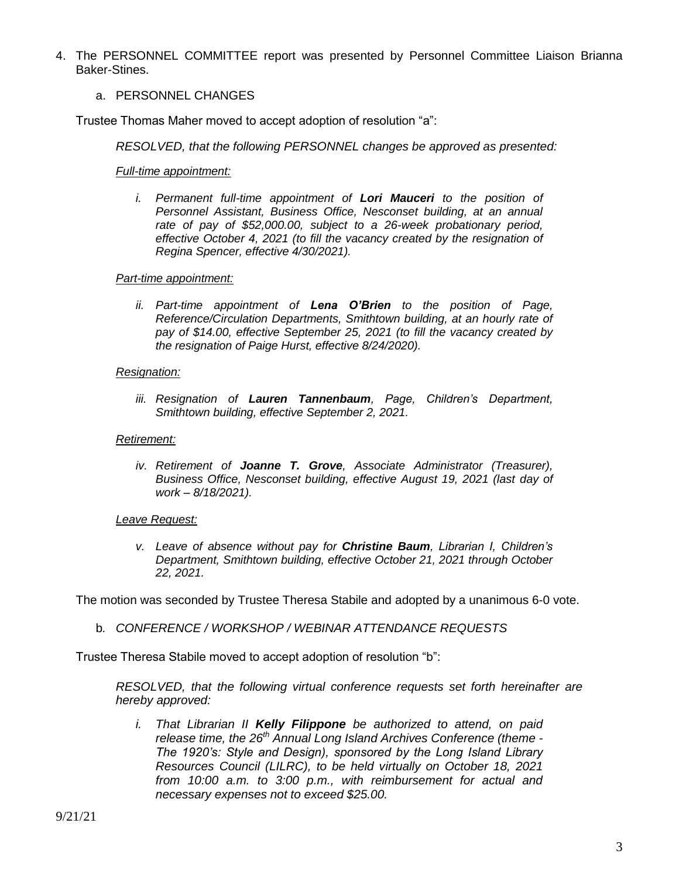4. The PERSONNEL COMMITTEE report was presented by Personnel Committee Liaison Brianna Baker-Stines.

   a. PERSONNEL CHANGES

Trustee Thomas Maher moved to accept adoption of resolution "a":

*RESOLVED, that the following PERSONNEL changes be approved as presented:*

*Full-time appointment:*

*i. Permanent full-time appointment of **Lori Mauceri** to the position of Personnel Assistant, Business Office, Nesconset building, at an annual rate of pay of $52,000.00, subject to a 26-week probationary period, effective October 4, 2021 (to fill the vacancy created by the resignation of Regina Spencer, effective 4/30/2021).*

*Part-time appointment:*

*ii. Part-time appointment of **Lena O'Brien** to the position of Page, Reference/Circulation Departments, Smithtown building, at an hourly rate of pay of $14.00, effective September 25, 2021 (to fill the vacancy created by the resignation of Paige Hurst, effective 8/24/2020).*

*Resignation:*

*iii. Resignation of **Lauren Tannenbaum**, Page, Children's Department, Smithtown building, effective September 2, 2021.*

*Retirement:*

*iv. Retirement of **Joanne T. Grove**, Associate Administrator (Treasurer), Business Office, Nesconset building, effective August 19, 2021 (last day of work – 8/18/2021).*

*Leave Request:*

*v. Leave of absence without pay for **Christine Baum**, Librarian I, Children's Department, Smithtown building, effective October 21, 2021 through October 22, 2021.*

The motion was seconded by Trustee Theresa Stabile and adopted by a unanimous 6-0 vote.

   b. *CONFERENCE / WORKSHOP / WEBINAR ATTENDANCE REQUESTS*

Trustee Theresa Stabile moved to accept adoption of resolution "b":

*RESOLVED, that the following virtual conference requests set forth hereinafter are hereby approved:*

*i. That Librarian II **Kelly Filippone** be authorized to attend, on paid release time, the 26th Annual Long Island Archives Conference (theme - The 1920's: Style and Design), sponsored by the Long Island Library Resources Council (LILRC), to be held virtually on October 18, 2021 from 10:00 a.m. to 3:00 p.m., with reimbursement for actual and necessary expenses not to exceed $25.00.*

9/21/21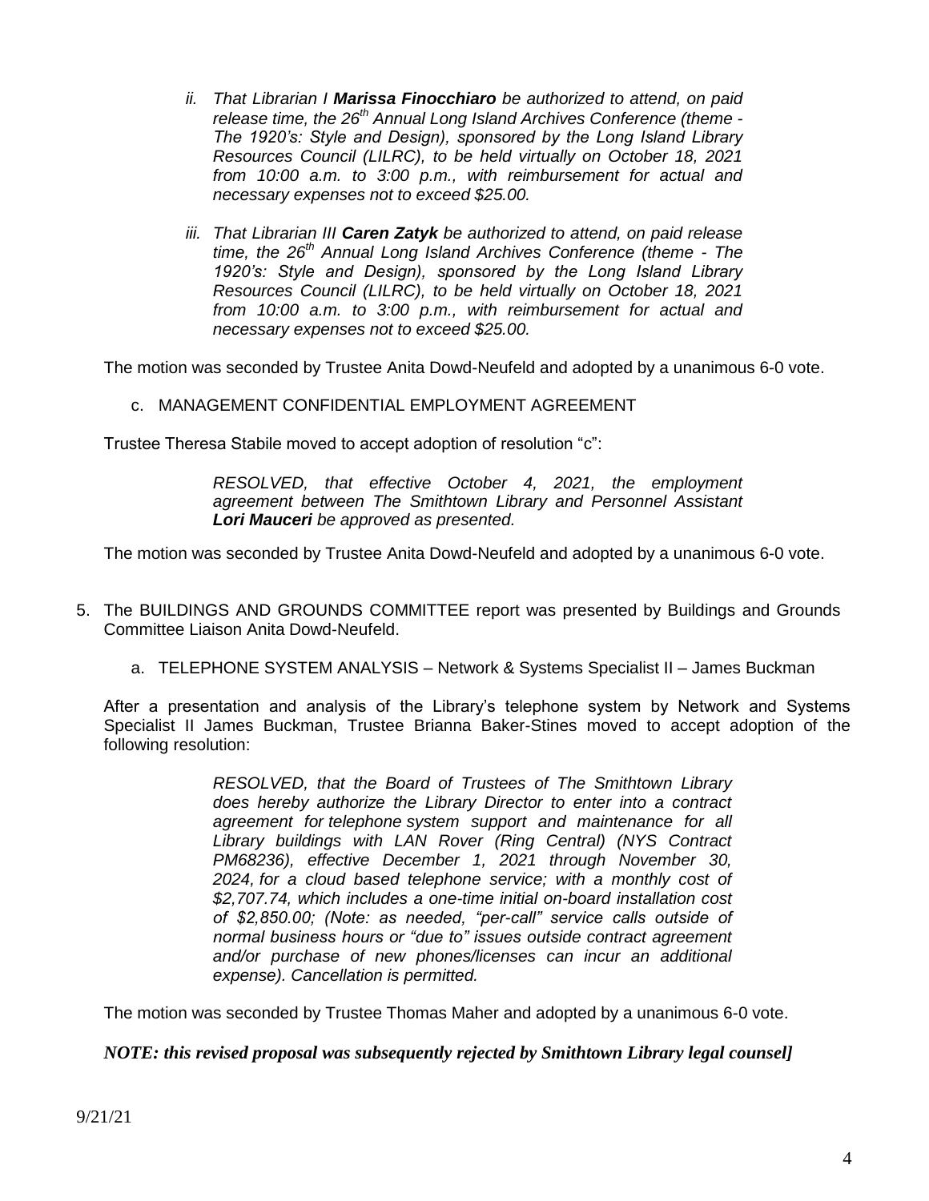ii. *That Librarian I **Marissa Finocchiaro** be authorized to attend, on paid release time, the 26th Annual Long Island Archives Conference (theme - The 1920's: Style and Design), sponsored by the Long Island Library Resources Council (LILRC), to be held virtually on October 18, 2021 from 10:00 a.m. to 3:00 p.m., with reimbursement for actual and necessary expenses not to exceed $25.00.*

iii. *That Librarian III **Caren Zatyk** be authorized to attend, on paid release time, the 26th Annual Long Island Archives Conference (theme - The 1920's: Style and Design), sponsored by the Long Island Library Resources Council (LILRC), to be held virtually on October 18, 2021 from 10:00 a.m. to 3:00 p.m., with reimbursement for actual and necessary expenses not to exceed $25.00.*

The motion was seconded by Trustee Anita Dowd-Neufeld and adopted by a unanimous 6-0 vote.

c. MANAGEMENT CONFIDENTIAL EMPLOYMENT AGREEMENT

Trustee Theresa Stabile moved to accept adoption of resolution "c":

> *RESOLVED, that effective October 4, 2021, the employment agreement between The Smithtown Library and Personnel Assistant **Lori Mauceri** be approved as presented.*

The motion was seconded by Trustee Anita Dowd-Neufeld and adopted by a unanimous 6-0 vote.

5. The BUILDINGS AND GROUNDS COMMITTEE report was presented by Buildings and Grounds Committee Liaison Anita Dowd-Neufeld.

   a. TELEPHONE SYSTEM ANALYSIS – Network & Systems Specialist II – James Buckman

After a presentation and analysis of the Library's telephone system by Network and Systems Specialist II James Buckman, Trustee Brianna Baker-Stines moved to accept adoption of the following resolution:

> *RESOLVED, that the Board of Trustees of The Smithtown Library does hereby authorize the Library Director to enter into a contract agreement for telephone system support and maintenance for all Library buildings with LAN Rover (Ring Central) (NYS Contract PM68236), effective December 1, 2021 through November 30, 2024, for a cloud based telephone service; with a monthly cost of $2,707.74, which includes a one-time initial on-board installation cost of $2,850.00; (Note: as needed, "per-call" service calls outside of normal business hours or "due to" issues outside contract agreement and/or purchase of new phones/licenses can incur an additional expense). Cancellation is permitted.*

The motion was seconded by Trustee Thomas Maher and adopted by a unanimous 6-0 vote.

***NOTE: this revised proposal was subsequently rejected by Smithtown Library legal counsel]***

9/21/21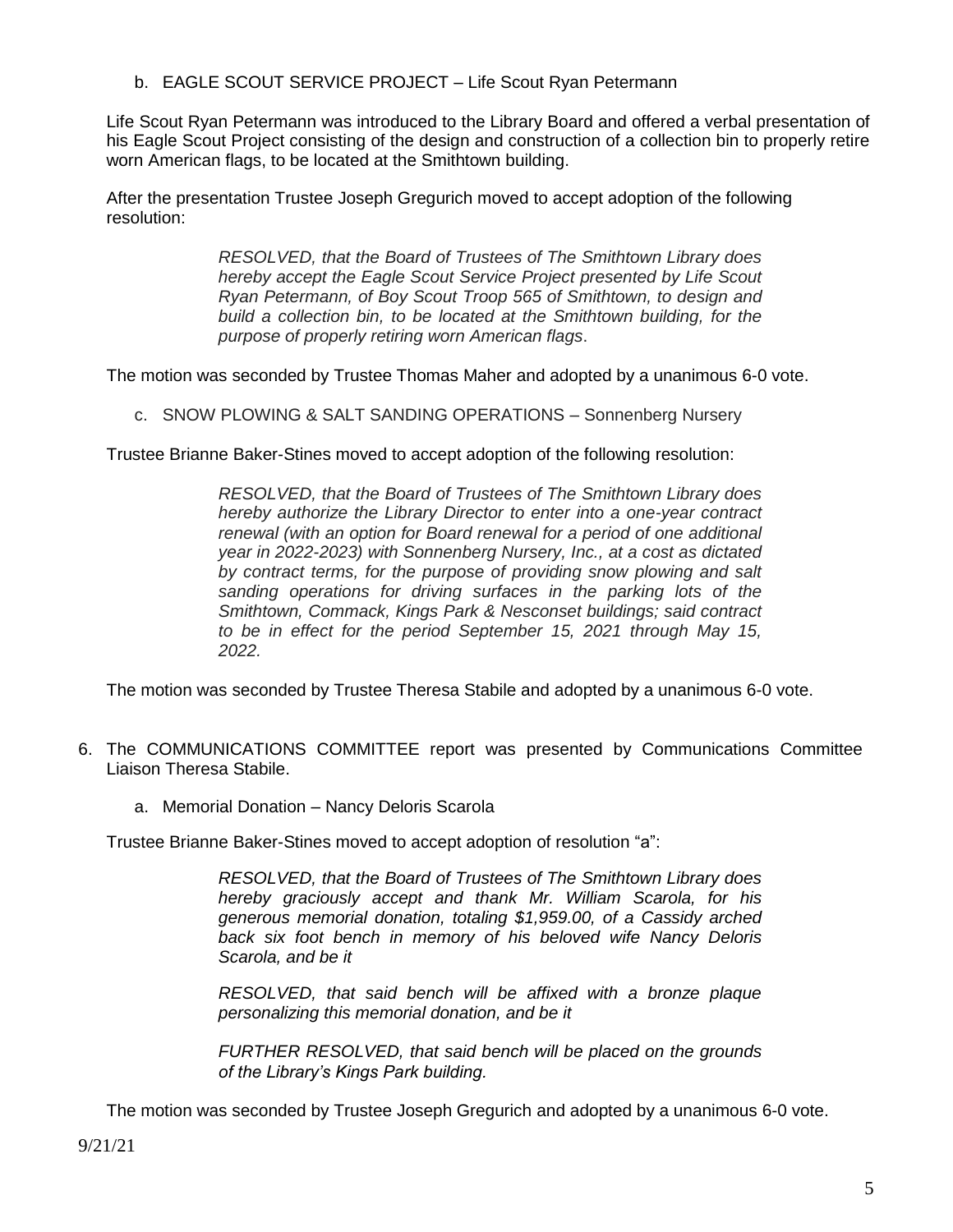b. EAGLE SCOUT SERVICE PROJECT – Life Scout Ryan Petermann

Life Scout Ryan Petermann was introduced to the Library Board and offered a verbal presentation of his Eagle Scout Project consisting of the design and construction of a collection bin to properly retire worn American flags, to be located at the Smithtown building.

After the presentation Trustee Joseph Gregurich moved to accept adoption of the following resolution:

> *RESOLVED, that the Board of Trustees of The Smithtown Library does hereby accept the Eagle Scout Service Project presented by Life Scout Ryan Petermann, of Boy Scout Troop 565 of Smithtown, to design and build a collection bin, to be located at the Smithtown building, for the purpose of properly retiring worn American flags.*

The motion was seconded by Trustee Thomas Maher and adopted by a unanimous 6-0 vote.

c. SNOW PLOWING & SALT SANDING OPERATIONS – Sonnenberg Nursery

Trustee Brianne Baker-Stines moved to accept adoption of the following resolution:

> *RESOLVED, that the Board of Trustees of The Smithtown Library does hereby authorize the Library Director to enter into a one-year contract renewal (with an option for Board renewal for a period of one additional year in 2022-2023) with Sonnenberg Nursery, Inc., at a cost as dictated by contract terms, for the purpose of providing snow plowing and salt sanding operations for driving surfaces in the parking lots of the Smithtown, Commack, Kings Park & Nesconset buildings; said contract to be in effect for the period September 15, 2021 through May 15, 2022.*

The motion was seconded by Trustee Theresa Stabile and adopted by a unanimous 6-0 vote.

6. The COMMUNICATIONS COMMITTEE report was presented by Communications Committee Liaison Theresa Stabile.

   a. Memorial Donation – Nancy Deloris Scarola

Trustee Brianne Baker-Stines moved to accept adoption of resolution "a":

> *RESOLVED, that the Board of Trustees of The Smithtown Library does hereby graciously accept and thank Mr. William Scarola, for his generous memorial donation, totaling $1,959.00, of a Cassidy arched back six foot bench in memory of his beloved wife Nancy Deloris Scarola, and be it*
>
> *RESOLVED, that said bench will be affixed with a bronze plaque personalizing this memorial donation, and be it*
>
> *FURTHER RESOLVED, that said bench will be placed on the grounds of the Library's Kings Park building.*

The motion was seconded by Trustee Joseph Gregurich and adopted by a unanimous 6-0 vote.

9/21/21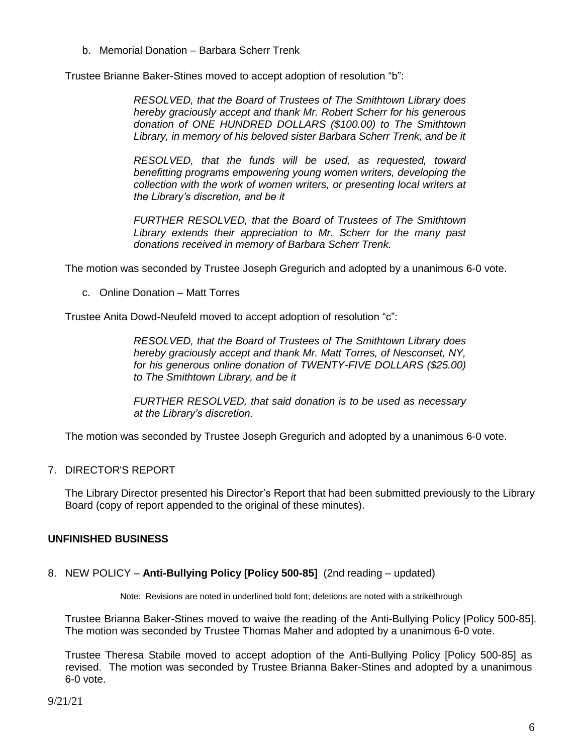b. Memorial Donation – Barbara Scherr Trenk

Trustee Brianne Baker-Stines moved to accept adoption of resolution "b":

> *RESOLVED, that the Board of Trustees of The Smithtown Library does hereby graciously accept and thank Mr. Robert Scherr for his generous donation of ONE HUNDRED DOLLARS ($100.00) to The Smithtown Library, in memory of his beloved sister Barbara Scherr Trenk, and be it*
>
> *RESOLVED, that the funds will be used, as requested, toward benefitting programs empowering young women writers, developing the collection with the work of women writers, or presenting local writers at the Library's discretion, and be it*
>
> *FURTHER RESOLVED, that the Board of Trustees of The Smithtown Library extends their appreciation to Mr. Scherr for the many past donations received in memory of Barbara Scherr Trenk.*

The motion was seconded by Trustee Joseph Gregurich and adopted by a unanimous 6-0 vote.

c. Online Donation – Matt Torres

Trustee Anita Dowd-Neufeld moved to accept adoption of resolution "c":

> *RESOLVED, that the Board of Trustees of The Smithtown Library does hereby graciously accept and thank Mr. Matt Torres, of Nesconset, NY, for his generous online donation of TWENTY-FIVE DOLLARS ($25.00) to The Smithtown Library, and be it*
>
> *FURTHER RESOLVED, that said donation is to be used as necessary at the Library's discretion.*

The motion was seconded by Trustee Joseph Gregurich and adopted by a unanimous 6-0 vote.

7. DIRECTOR'S REPORT

The Library Director presented his Director's Report that had been submitted previously to the Library Board (copy of report appended to the original of these minutes).

**UNFINISHED BUSINESS**

8. NEW POLICY – **Anti-Bullying Policy [Policy 500-85]** (2nd reading – updated)

Note: Revisions are noted in underlined bold font; deletions are noted with a strikethrough

Trustee Brianna Baker-Stines moved to waive the reading of the Anti-Bullying Policy [Policy 500-85]. The motion was seconded by Trustee Thomas Maher and adopted by a unanimous 6-0 vote.

Trustee Theresa Stabile moved to accept adoption of the Anti-Bullying Policy [Policy 500-85] as revised. The motion was seconded by Trustee Brianna Baker-Stines and adopted by a unanimous 6-0 vote.

9/21/21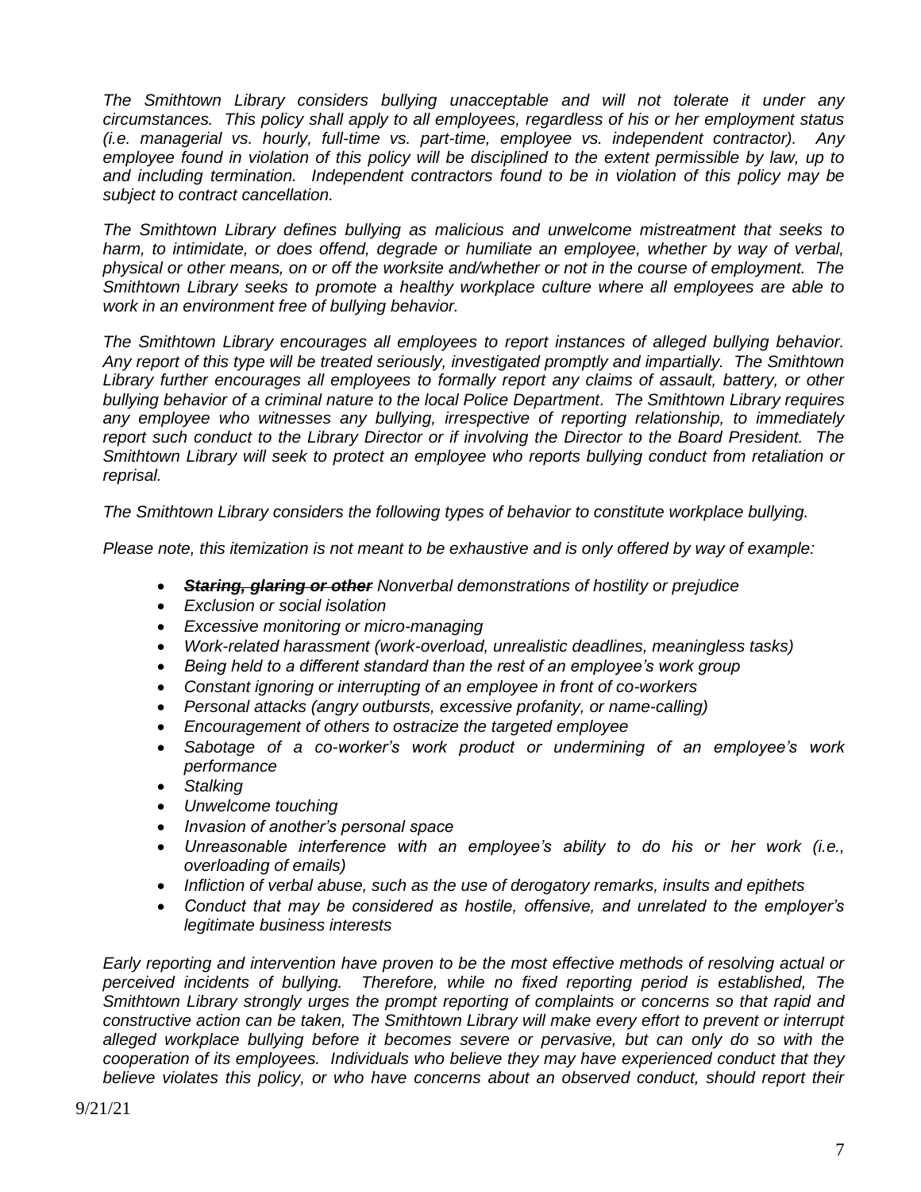*The Smithtown Library considers bullying unacceptable and will not tolerate it under any circumstances. This policy shall apply to all employees, regardless of his or her employment status (i.e. managerial vs. hourly, full-time vs. part-time, employee vs. independent contractor). Any employee found in violation of this policy will be disciplined to the extent permissible by law, up to and including termination. Independent contractors found to be in violation of this policy may be subject to contract cancellation.*

*The Smithtown Library defines bullying as malicious and unwelcome mistreatment that seeks to harm, to intimidate, or does offend, degrade or humiliate an employee, whether by way of verbal, physical or other means, on or off the worksite and/whether or not in the course of employment. The Smithtown Library seeks to promote a healthy workplace culture where all employees are able to work in an environment free of bullying behavior.*

*The Smithtown Library encourages all employees to report instances of alleged bullying behavior. Any report of this type will be treated seriously, investigated promptly and impartially. The Smithtown Library further encourages all employees to formally report any claims of assault, battery, or other bullying behavior of a criminal nature to the local Police Department. The Smithtown Library requires any employee who witnesses any bullying, irrespective of reporting relationship, to immediately report such conduct to the Library Director or if involving the Director to the Board President. The Smithtown Library will seek to protect an employee who reports bullying conduct from retaliation or reprisal.*

*The Smithtown Library considers the following types of behavior to constitute workplace bullying.*

*Please note, this itemization is not meant to be exhaustive and is only offered by way of example:*

- ~~***Staring, glaring or other***~~ *Nonverbal demonstrations of hostility or prejudice*
- *Exclusion or social isolation*
- *Excessive monitoring or micro-managing*
- *Work-related harassment (work-overload, unrealistic deadlines, meaningless tasks)*
- *Being held to a different standard than the rest of an employee's work group*
- *Constant ignoring or interrupting of an employee in front of co-workers*
- *Personal attacks (angry outbursts, excessive profanity, or name-calling)*
- *Encouragement of others to ostracize the targeted employee*
- *Sabotage of a co-worker's work product or undermining of an employee's work performance*
- *Stalking*
- *Unwelcome touching*
- *Invasion of another's personal space*
- *Unreasonable interference with an employee's ability to do his or her work (i.e., overloading of emails)*
- *Infliction of verbal abuse, such as the use of derogatory remarks, insults and epithets*
- *Conduct that may be considered as hostile, offensive, and unrelated to the employer's legitimate business interests*

*Early reporting and intervention have proven to be the most effective methods of resolving actual or perceived incidents of bullying. Therefore, while no fixed reporting period is established, The Smithtown Library strongly urges the prompt reporting of complaints or concerns so that rapid and constructive action can be taken, The Smithtown Library will make every effort to prevent or interrupt alleged workplace bullying before it becomes severe or pervasive, but can only do so with the cooperation of its employees. Individuals who believe they may have experienced conduct that they believe violates this policy, or who have concerns about an observed conduct, should report their*

9/21/21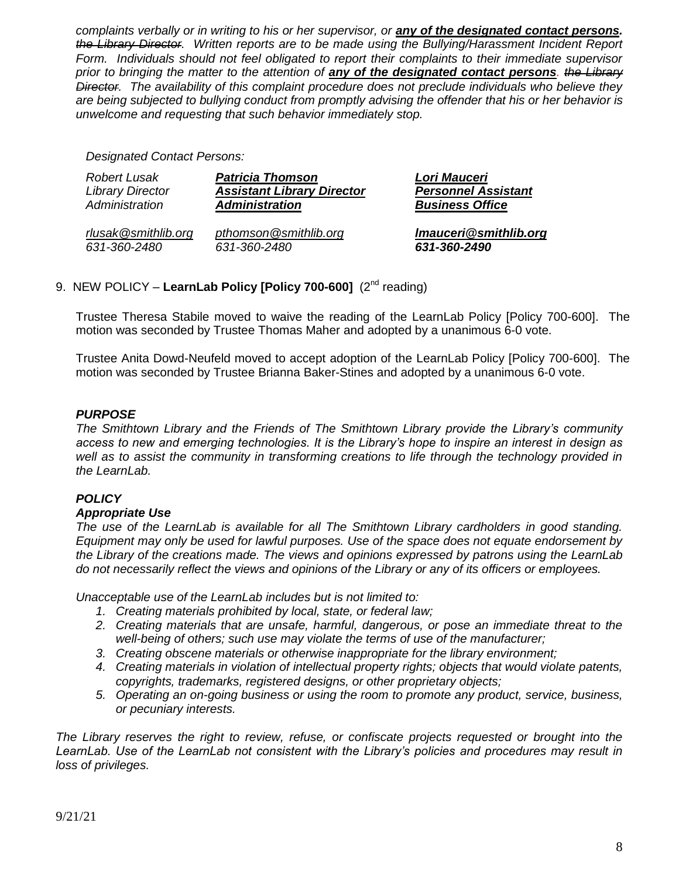*complaints verbally or in writing to his or her supervisor, or* ***any of the designated contact persons.*** ~~*the Library Director*~~*. Written reports are to be made using the Bullying/Harassment Incident Report Form. Individuals should not feel obligated to report their complaints to their immediate supervisor prior to bringing the matter to the attention of* ***any of the designated contact persons****.* ~~*the Library Director*~~*. The availability of this complaint procedure does not preclude individuals who believe they are being subjected to bullying conduct from promptly advising the offender that his or her behavior is unwelcome and requesting that such behavior immediately stop.*

*Designated Contact Persons:*

| | | |
|---|---|---|
| *Robert Lusak* | ***Patricia Thomson*** | ***Lori Mauceri*** |
| *Library Director* | ***Assistant Library Director*** | ***Personnel Assistant*** |
| *Administration* | ***Administration*** | ***Business Office*** |
| *rlusak@smithlib.org* | *pthomson@smithlib.org* | ***lmauceri@smithlib.org*** |
| *631-360-2480* | *631-360-2480* | ***631-360-2490*** |

9. NEW POLICY – **LearnLab Policy [Policy 700-600]** (2nd reading)

Trustee Theresa Stabile moved to waive the reading of the LearnLab Policy [Policy 700-600]. The motion was seconded by Trustee Thomas Maher and adopted by a unanimous 6-0 vote.

Trustee Anita Dowd-Neufeld moved to accept adoption of the LearnLab Policy [Policy 700-600]. The motion was seconded by Trustee Brianna Baker-Stines and adopted by a unanimous 6-0 vote.

***PURPOSE***

*The Smithtown Library and the Friends of The Smithtown Library provide the Library's community access to new and emerging technologies. It is the Library's hope to inspire an interest in design as well as to assist the community in transforming creations to life through the technology provided in the LearnLab.*

***POLICY***

***Appropriate Use***

*The use of the LearnLab is available for all The Smithtown Library cardholders in good standing. Equipment may only be used for lawful purposes. Use of the space does not equate endorsement by the Library of the creations made. The views and opinions expressed by patrons using the LearnLab do not necessarily reflect the views and opinions of the Library or any of its officers or employees.*

*Unacceptable use of the LearnLab includes but is not limited to:*

1. *Creating materials prohibited by local, state, or federal law;*
2. *Creating materials that are unsafe, harmful, dangerous, or pose an immediate threat to the well-being of others; such use may violate the terms of use of the manufacturer;*
3. *Creating obscene materials or otherwise inappropriate for the library environment;*
4. *Creating materials in violation of intellectual property rights; objects that would violate patents, copyrights, trademarks, registered designs, or other proprietary objects;*
5. *Operating an on-going business or using the room to promote any product, service, business, or pecuniary interests.*

*The Library reserves the right to review, refuse, or confiscate projects requested or brought into the LearnLab. Use of the LearnLab not consistent with the Library's policies and procedures may result in loss of privileges.*

9/21/21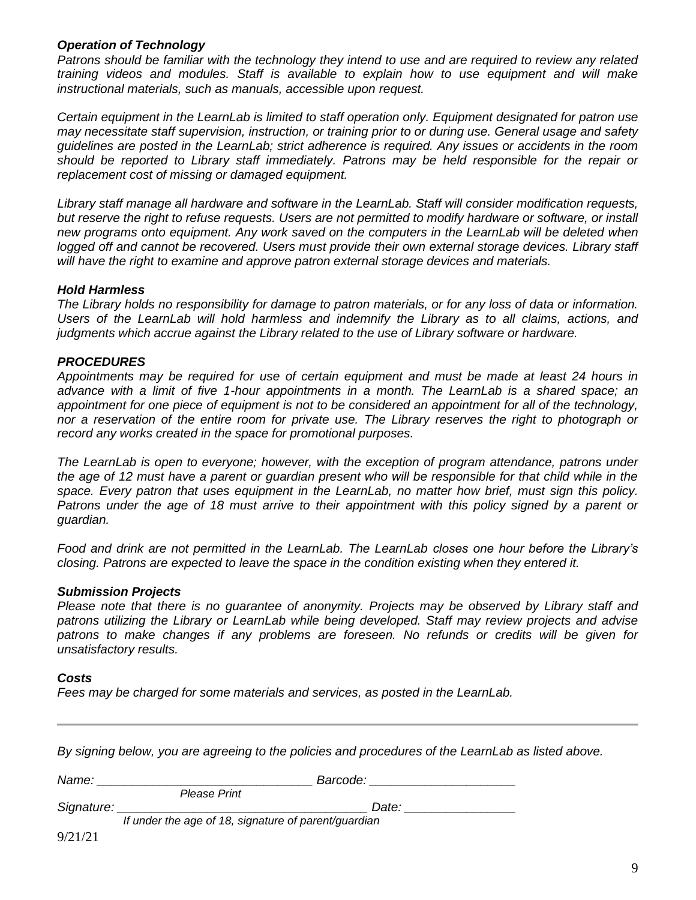### *Operation of Technology*

*Patrons should be familiar with the technology they intend to use and are required to review any related training videos and modules. Staff is available to explain how to use equipment and will make instructional materials, such as manuals, accessible upon request.*

*Certain equipment in the LearnLab is limited to staff operation only. Equipment designated for patron use may necessitate staff supervision, instruction, or training prior to or during use. General usage and safety guidelines are posted in the LearnLab; strict adherence is required. Any issues or accidents in the room should be reported to Library staff immediately. Patrons may be held responsible for the repair or replacement cost of missing or damaged equipment.*

*Library staff manage all hardware and software in the LearnLab. Staff will consider modification requests, but reserve the right to refuse requests. Users are not permitted to modify hardware or software, or install new programs onto equipment. Any work saved on the computers in the LearnLab will be deleted when logged off and cannot be recovered. Users must provide their own external storage devices. Library staff will have the right to examine and approve patron external storage devices and materials.*

### *Hold Harmless*

*The Library holds no responsibility for damage to patron materials, or for any loss of data or information. Users of the LearnLab will hold harmless and indemnify the Library as to all claims, actions, and judgments which accrue against the Library related to the use of Library software or hardware.*

### *PROCEDURES*

*Appointments may be required for use of certain equipment and must be made at least 24 hours in advance with a limit of five 1-hour appointments in a month. The LearnLab is a shared space; an appointment for one piece of equipment is not to be considered an appointment for all of the technology, nor a reservation of the entire room for private use. The Library reserves the right to photograph or record any works created in the space for promotional purposes.*

*The LearnLab is open to everyone; however, with the exception of program attendance, patrons under the age of 12 must have a parent or guardian present who will be responsible for that child while in the space. Every patron that uses equipment in the LearnLab, no matter how brief, must sign this policy. Patrons under the age of 18 must arrive to their appointment with this policy signed by a parent or guardian.*

*Food and drink are not permitted in the LearnLab. The LearnLab closes one hour before the Library's closing. Patrons are expected to leave the space in the condition existing when they entered it.*

### *Submission Projects*

*Please note that there is no guarantee of anonymity. Projects may be observed by Library staff and patrons utilizing the Library or LearnLab while being developed. Staff may review projects and advise patrons to make changes if any problems are foreseen. No refunds or credits will be given for unsatisfactory results.*

### *Costs*

*Fees may be charged for some materials and services, as posted in the LearnLab.*

---

*By signing below, you are agreeing to the policies and procedures of the LearnLab as listed above.*

*Name:* ________________________________ *Barcode:* _____________________
*Please Print*

*Signature:* _____________________________________ *Date:* ________________
*If under the age of 18, signature of parent/guardian*

9/21/21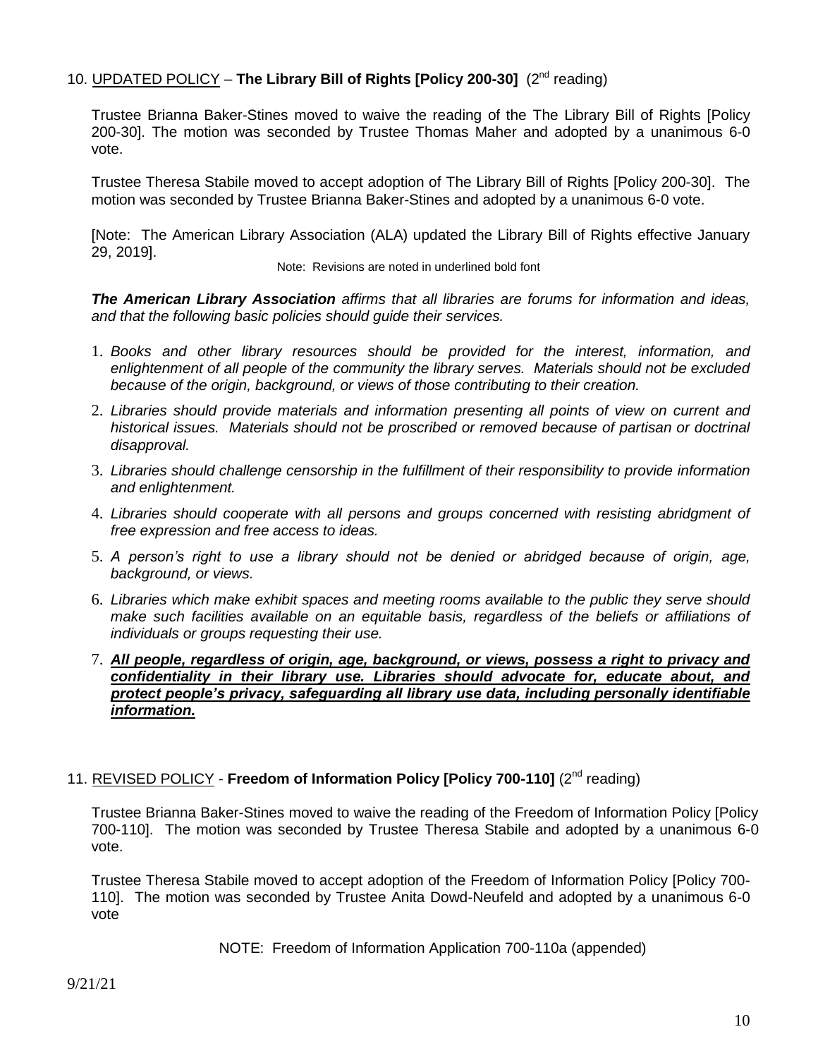10. <u>UPDATED POLICY</u> – **The Library Bill of Rights [Policy 200-30]** (2nd reading)

Trustee Brianna Baker-Stines moved to waive the reading of the The Library Bill of Rights [Policy 200-30]. The motion was seconded by Trustee Thomas Maher and adopted by a unanimous 6-0 vote.

Trustee Theresa Stabile moved to accept adoption of The Library Bill of Rights [Policy 200-30]. The motion was seconded by Trustee Brianna Baker-Stines and adopted by a unanimous 6-0 vote.

[Note: The American Library Association (ALA) updated the Library Bill of Rights effective January 29, 2019].

Note: Revisions are noted in underlined bold font

***The American Library Association*** *affirms that all libraries are forums for information and ideas, and that the following basic policies should guide their services.*

1. *Books and other library resources should be provided for the interest, information, and enlightenment of all people of the community the library serves. Materials should not be excluded because of the origin, background, or views of those contributing to their creation.*
2. *Libraries should provide materials and information presenting all points of view on current and historical issues. Materials should not be proscribed or removed because of partisan or doctrinal disapproval.*
3. *Libraries should challenge censorship in the fulfillment of their responsibility to provide information and enlightenment.*
4. *Libraries should cooperate with all persons and groups concerned with resisting abridgment of free expression and free access to ideas.*
5. *A person's right to use a library should not be denied or abridged because of origin, age, background, or views.*
6. *Libraries which make exhibit spaces and meeting rooms available to the public they serve should make such facilities available on an equitable basis, regardless of the beliefs or affiliations of individuals or groups requesting their use.*
7. <u>***All people, regardless of origin, age, background, or views, possess a right to privacy and confidentiality in their library use. Libraries should advocate for, educate about, and protect people's privacy, safeguarding all library use data, including personally identifiable information.***</u>

11. <u>REVISED POLICY</u> - **Freedom of Information Policy [Policy 700-110]** (2nd reading)

Trustee Brianna Baker-Stines moved to waive the reading of the Freedom of Information Policy [Policy 700-110]. The motion was seconded by Trustee Theresa Stabile and adopted by a unanimous 6-0 vote.

Trustee Theresa Stabile moved to accept adoption of the Freedom of Information Policy [Policy 700-110]. The motion was seconded by Trustee Anita Dowd-Neufeld and adopted by a unanimous 6-0 vote

NOTE: Freedom of Information Application 700-110a (appended)

9/21/21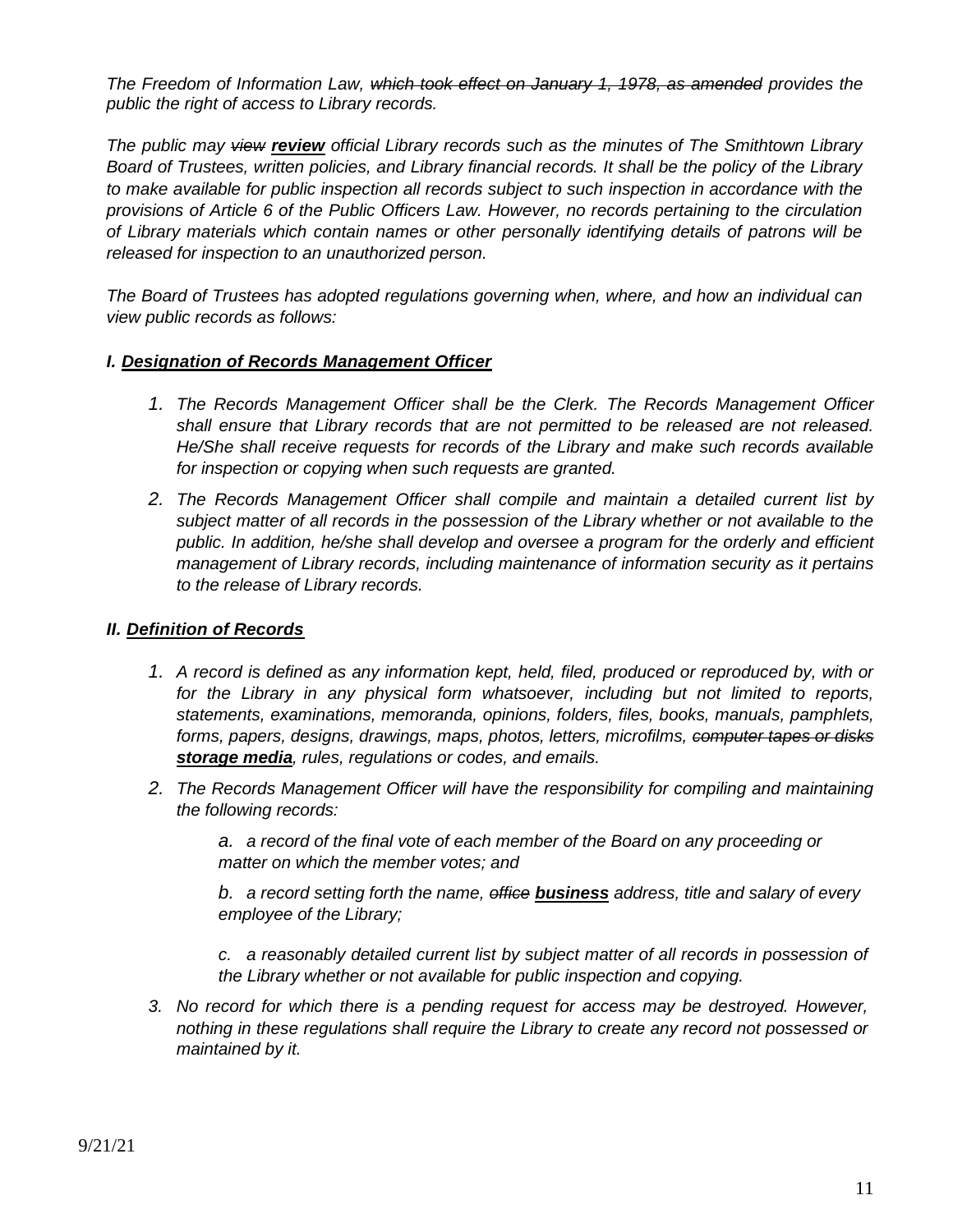*The Freedom of Information Law, ~~which took effect on January 1, 1978, as amended~~ provides the public the right of access to Library records.*

*The public may ~~view~~ **review** official Library records such as the minutes of The Smithtown Library Board of Trustees, written policies, and Library financial records. It shall be the policy of the Library to make available for public inspection all records subject to such inspection in accordance with the provisions of Article 6 of the Public Officers Law. However, no records pertaining to the circulation of Library materials which contain names or other personally identifying details of patrons will be released for inspection to an unauthorized person.*

*The Board of Trustees has adopted regulations governing when, where, and how an individual can view public records as follows:*

***I. Designation of Records Management Officer***

1. *The Records Management Officer shall be the Clerk. The Records Management Officer shall ensure that Library records that are not permitted to be released are not released. He/She shall receive requests for records of the Library and make such records available for inspection or copying when such requests are granted.*
2. *The Records Management Officer shall compile and maintain a detailed current list by subject matter of all records in the possession of the Library whether or not available to the public. In addition, he/she shall develop and oversee a program for the orderly and efficient management of Library records, including maintenance of information security as it pertains to the release of Library records.*

***II. Definition of Records***

1. *A record is defined as any information kept, held, filed, produced or reproduced by, with or for the Library in any physical form whatsoever, including but not limited to reports, statements, examinations, memoranda, opinions, folders, files, books, manuals, pamphlets, forms, papers, designs, drawings, maps, photos, letters, microfilms, ~~computer tapes or disks~~ **storage media**, rules, regulations or codes, and emails.*
2. *The Records Management Officer will have the responsibility for compiling and maintaining the following records:*

   a. *a record of the final vote of each member of the Board on any proceeding or matter on which the member votes; and*

   b. *a record setting forth the name, ~~office~~ **business** address, title and salary of every employee of the Library;*

   c. *a reasonably detailed current list by subject matter of all records in possession of the Library whether or not available for public inspection and copying.*
3. *No record for which there is a pending request for access may be destroyed. However, nothing in these regulations shall require the Library to create any record not possessed or maintained by it.*

9/21/21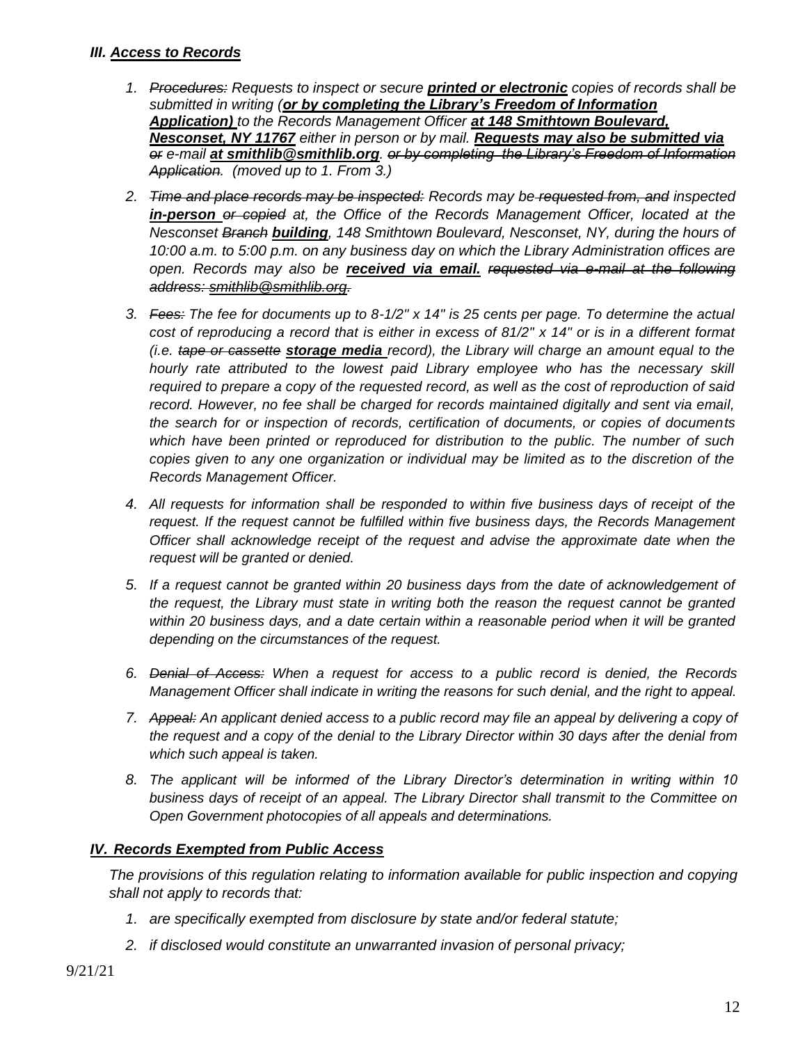### ***III. Access to Records***

1. *~~Procedures:~~ Requests to inspect or secure **printed or electronic** copies of records shall be submitted in writing (**or by completing the Library's Freedom of Information Application)** to the Records Management Officer **at 148 Smithtown Boulevard, Nesconset, NY 11767** either in person or by mail. **Requests may also be submitted via** ~~or~~ e-mail **at smithlib@smithlib.org**. ~~or by completing the Library's Freedom of Information Application~~. (moved up to 1. From 3.)*
2. *~~Time and place records may be inspected:~~ Records may be ~~requested from, and~~ inspected **in-person** ~~or copied~~ at, the Office of the Records Management Officer, located at the Nesconset ~~Branch~~ **building**, 148 Smithtown Boulevard, Nesconset, NY, during the hours of 10:00 a.m. to 5:00 p.m. on any business day on which the Library Administration offices are open. Records may also be **received via email.** ~~requested via e-mail at the following address: smithlib@smithlib.org.~~*
3. *~~Fees:~~ The fee for documents up to 8-1/2" x 14" is 25 cents per page. To determine the actual cost of reproducing a record that is either in excess of 81/2" x 14" or is in a different format (i.e. ~~tape or cassette~~ **storage media** record), the Library will charge an amount equal to the hourly rate attributed to the lowest paid Library employee who has the necessary skill required to prepare a copy of the requested record, as well as the cost of reproduction of said record. However, no fee shall be charged for records maintained digitally and sent via email, the search for or inspection of records, certification of documents, or copies of documents which have been printed or reproduced for distribution to the public. The number of such copies given to any one organization or individual may be limited as to the discretion of the Records Management Officer.*
4. *All requests for information shall be responded to within five business days of receipt of the request. If the request cannot be fulfilled within five business days, the Records Management Officer shall acknowledge receipt of the request and advise the approximate date when the request will be granted or denied.*
5. *If a request cannot be granted within 20 business days from the date of acknowledgement of the request, the Library must state in writing both the reason the request cannot be granted within 20 business days, and a date certain within a reasonable period when it will be granted depending on the circumstances of the request.*
6. *~~Denial of Access:~~ When a request for access to a public record is denied, the Records Management Officer shall indicate in writing the reasons for such denial, and the right to appeal.*
7. *~~Appeal:~~ An applicant denied access to a public record may file an appeal by delivering a copy of the request and a copy of the denial to the Library Director within 30 days after the denial from which such appeal is taken.*
8. *The applicant will be informed of the Library Director's determination in writing within 10 business days of receipt of an appeal. The Library Director shall transmit to the Committee on Open Government photocopies of all appeals and determinations.*

### ***IV. Records Exempted from Public Access***

*The provisions of this regulation relating to information available for public inspection and copying shall not apply to records that:*

1. *are specifically exempted from disclosure by state and/or federal statute;*
2. *if disclosed would constitute an unwarranted invasion of personal privacy;*

9/21/21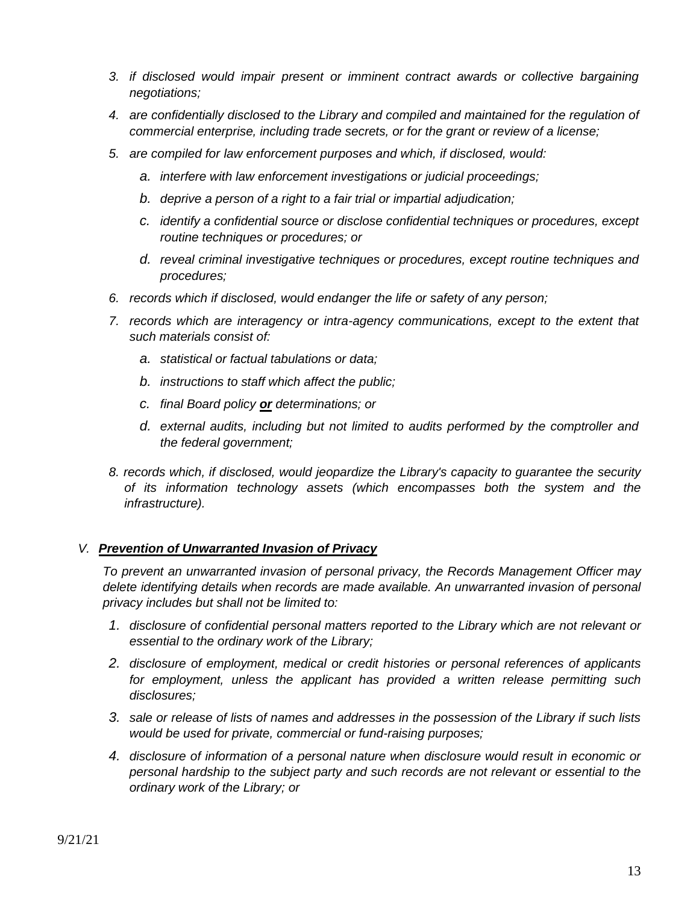3. *if disclosed would impair present or imminent contract awards or collective bargaining negotiations;*
4. *are confidentially disclosed to the Library and compiled and maintained for the regulation of commercial enterprise, including trade secrets, or for the grant or review of a license;*
5. *are compiled for law enforcement purposes and which, if disclosed, would:*
   a. *interfere with law enforcement investigations or judicial proceedings;*
   b. *deprive a person of a right to a fair trial or impartial adjudication;*
   c. *identify a confidential source or disclose confidential techniques or procedures, except routine techniques or procedures; or*
   d. *reveal criminal investigative techniques or procedures, except routine techniques and procedures;*
6. *records which if disclosed, would endanger the life or safety of any person;*
7. *records which are interagency or intra-agency communications, except to the extent that such materials consist of:*
   a. *statistical or factual tabulations or data;*
   b. *instructions to staff which affect the public;*
   c. *final Board policy **<u>or</u>** determinations; or*
   d. *external audits, including but not limited to audits performed by the comptroller and the federal government;*
8. *records which, if disclosed, would jeopardize the Library's capacity to guarantee the security of its information technology assets (which encompasses both the system and the infrastructure).*

## *V. **<u>Prevention of Unwarranted Invasion of Privacy</u>***

*To prevent an unwarranted invasion of personal privacy, the Records Management Officer may delete identifying details when records are made available. An unwarranted invasion of personal privacy includes but shall not be limited to:*

1. *disclosure of confidential personal matters reported to the Library which are not relevant or essential to the ordinary work of the Library;*
2. *disclosure of employment, medical or credit histories or personal references of applicants for employment, unless the applicant has provided a written release permitting such disclosures;*
3. *sale or release of lists of names and addresses in the possession of the Library if such lists would be used for private, commercial or fund-raising purposes;*
4. *disclosure of information of a personal nature when disclosure would result in economic or personal hardship to the subject party and such records are not relevant or essential to the ordinary work of the Library; or*

9/21/21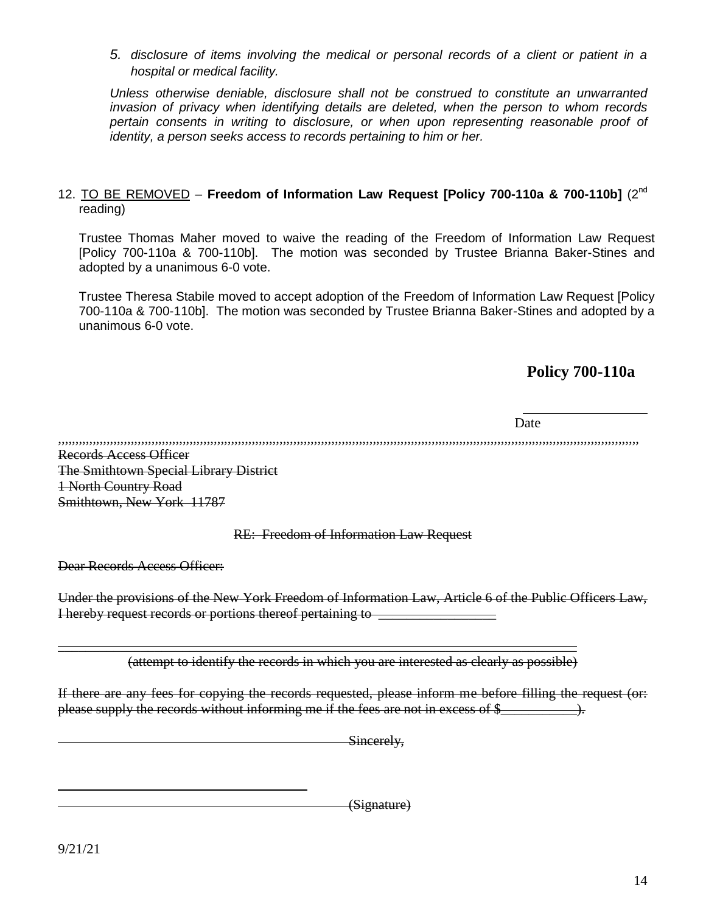*5. disclosure of items involving the medical or personal records of a client or patient in a hospital or medical facility.*

*Unless otherwise deniable, disclosure shall not be construed to constitute an unwarranted invasion of privacy when identifying details are deleted, when the person to whom records pertain consents in writing to disclosure, or when upon representing reasonable proof of identity, a person seeks access to records pertaining to him or her.*

12. TO BE REMOVED – **Freedom of Information Law Request [Policy 700-110a & 700-110b]** (2nd reading)

Trustee Thomas Maher moved to waive the reading of the Freedom of Information Law Request [Policy 700-110a & 700-110b]. The motion was seconded by Trustee Brianna Baker-Stines and adopted by a unanimous 6-0 vote.

Trustee Theresa Stabile moved to accept adoption of the Freedom of Information Law Request [Policy 700-110a & 700-110b]. The motion was seconded by Trustee Brianna Baker-Stines and adopted by a unanimous 6-0 vote.

**Policy 700-110a**

\_\_\_\_\_\_\_\_\_\_\_\_\_\_\_\_\_\_
Date

~~Records Access Officer~~
~~The Smithtown Special Library District~~
~~1 North Country Road~~
~~Smithtown, New York 11787~~

~~RE: Freedom of Information Law Request~~

~~Dear Records Access Officer:~~

~~Under the provisions of the New York Freedom of Information Law, Article 6 of the Public Officers Law, I hereby request records or portions thereof pertaining to \_\_\_\_\_\_\_\_\_\_\_\_\_\_\_\_\_~~

~~(attempt to identify the records in which you are interested as clearly as possible)~~

~~If there are any fees for copying the records requested, please inform me before filling the request (or: please supply the records without informing me if the fees are not in excess of $\_\_\_\_\_\_\_\_\_\_\_).~~

~~Sincerely,~~

~~(Signature)~~

9/21/21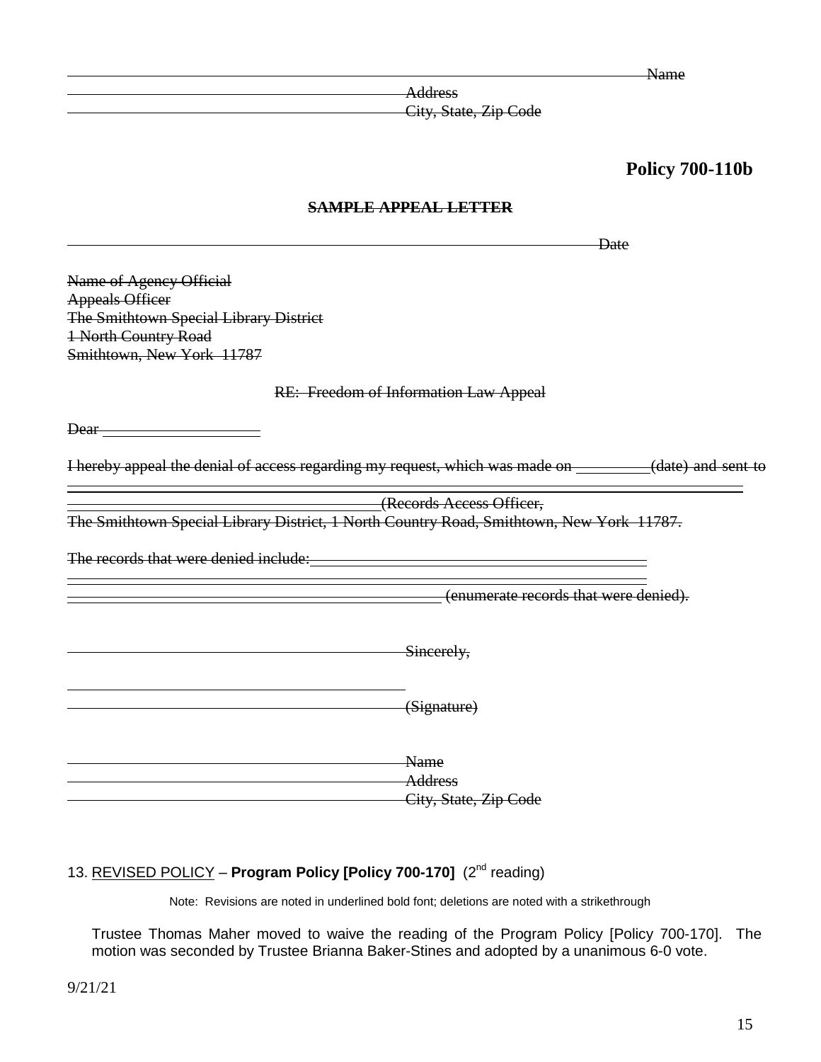~~\_\_\_\_\_\_\_\_\_\_\_\_\_\_\_\_\_\_\_\_\_\_\_\_\_\_\_\_\_\_\_\_\_\_\_\_\_\_\_\_\_\_\_\_\_\_\_\_\_\_\_\_\_\_\_\_\_\_\_\_\_\_\_\_\_\_\_\_\_\_\_\_ Name~~
~~\_\_\_\_\_\_\_\_\_\_\_\_\_\_\_\_\_\_\_\_\_\_\_\_\_\_\_\_\_\_\_\_\_\_\_\_\_\_\_\_\_\_\_ Address~~
~~\_\_\_\_\_\_\_\_\_\_\_\_\_\_\_\_\_\_\_\_\_\_\_\_\_\_\_\_\_\_\_\_\_\_\_\_\_\_\_\_\_\_\_ City, State, Zip Code~~

**Policy 700-110b**

**~~SAMPLE APPEAL LETTER~~**

~~\_\_\_\_\_\_\_\_\_\_\_\_\_\_\_\_\_\_\_\_\_\_\_\_\_\_\_\_\_\_\_\_\_\_\_\_\_\_\_\_\_\_\_\_\_\_\_\_\_\_\_\_\_\_\_\_\_\_\_\_\_\_ Date~~

~~Name of Agency Official~~
~~Appeals Officer~~
~~The Smithtown Special Library District~~
~~1 North Country Road~~
~~Smithtown, New York 11787~~

~~RE: Freedom of Information Law Appeal~~

~~Dear \_\_\_\_\_\_\_\_\_\_\_\_\_\_\_\_\_\_\_\_~~

~~I hereby appeal the denial of access regarding my request, which was made on \_\_\_\_\_\_\_\_\_ (date) and sent to \_\_\_\_\_\_\_\_\_\_\_\_\_\_\_\_\_\_\_\_\_\_\_\_\_\_\_\_\_\_\_\_\_\_\_\_\_\_\_\_ (Records Access Officer, The Smithtown Special Library District, 1 North Country Road, Smithtown, New York 11787.~~

~~The records that were denied include: \_\_\_\_\_\_\_\_\_\_\_\_\_\_\_\_\_\_\_\_\_\_\_\_\_\_\_\_\_\_\_\_\_\_\_\_\_\_\_\_\_\_\_\_\_\_\_\_\_\_\_\_\_\_\_\_\_\_\_\_\_\_\_\_\_\_\_\_\_\_\_\_\_\_\_\_\_\_\_\_\_\_\_\_ (enumerate records that were denied).~~

~~\_\_\_\_\_\_\_\_\_\_\_\_\_\_\_\_\_\_\_\_\_\_\_\_\_\_\_\_\_\_\_\_\_\_\_\_\_\_\_\_\_\_\_ Sincerely,~~

~~\_\_\_\_\_\_\_\_\_\_\_\_\_\_\_\_\_\_\_\_\_\_\_\_\_\_\_\_\_\_\_\_\_\_\_\_\_\_\_\_\_\_\_ (Signature)~~

~~\_\_\_\_\_\_\_\_\_\_\_\_\_\_\_\_\_\_\_\_\_\_\_\_\_\_\_\_\_\_\_\_\_\_\_\_\_\_\_\_\_\_\_ Name~~
~~\_\_\_\_\_\_\_\_\_\_\_\_\_\_\_\_\_\_\_\_\_\_\_\_\_\_\_\_\_\_\_\_\_\_\_\_\_\_\_\_\_\_\_ Address~~
~~\_\_\_\_\_\_\_\_\_\_\_\_\_\_\_\_\_\_\_\_\_\_\_\_\_\_\_\_\_\_\_\_\_\_\_\_\_\_\_\_\_\_\_ City, State, Zip Code~~

13. <u>REVISED POLICY</u> – **Program Policy [Policy 700-170]** (2nd reading)

Note: Revisions are noted in underlined bold font; deletions are noted with a strikethrough

Trustee Thomas Maher moved to waive the reading of the Program Policy [Policy 700-170]. The motion was seconded by Trustee Brianna Baker-Stines and adopted by a unanimous 6-0 vote.

9/21/21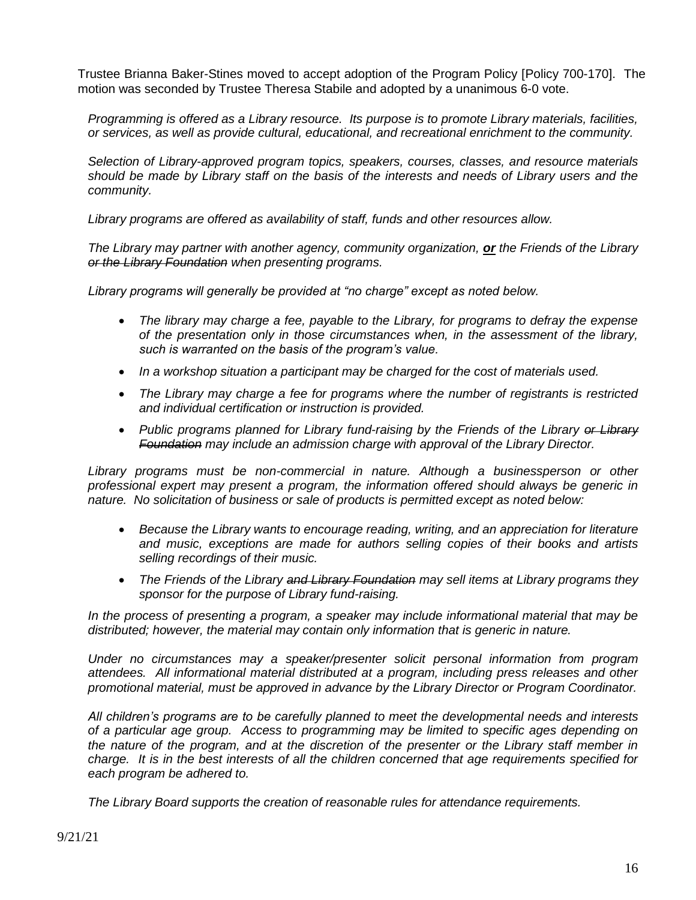Trustee Brianna Baker-Stines moved to accept adoption of the Program Policy [Policy 700-170]. The motion was seconded by Trustee Theresa Stabile and adopted by a unanimous 6-0 vote.

*Programming is offered as a Library resource. Its purpose is to promote Library materials, facilities, or services, as well as provide cultural, educational, and recreational enrichment to the community.*

*Selection of Library-approved program topics, speakers, courses, classes, and resource materials should be made by Library staff on the basis of the interests and needs of Library users and the community.*

*Library programs are offered as availability of staff, funds and other resources allow.*

*The Library may partner with another agency, community organization, **or** the Friends of the Library ~~or the Library Foundation~~ when presenting programs.*

*Library programs will generally be provided at "no charge" except as noted below.*

- *The library may charge a fee, payable to the Library, for programs to defray the expense of the presentation only in those circumstances when, in the assessment of the library, such is warranted on the basis of the program's value.*
- *In a workshop situation a participant may be charged for the cost of materials used.*
- *The Library may charge a fee for programs where the number of registrants is restricted and individual certification or instruction is provided.*
- *Public programs planned for Library fund-raising by the Friends of the Library ~~or Library Foundation~~ may include an admission charge with approval of the Library Director.*

*Library programs must be non-commercial in nature. Although a businessperson or other professional expert may present a program, the information offered should always be generic in nature. No solicitation of business or sale of products is permitted except as noted below:*

- *Because the Library wants to encourage reading, writing, and an appreciation for literature and music, exceptions are made for authors selling copies of their books and artists selling recordings of their music.*
- *The Friends of the Library ~~and Library Foundation~~ may sell items at Library programs they sponsor for the purpose of Library fund-raising.*

*In the process of presenting a program, a speaker may include informational material that may be distributed; however, the material may contain only information that is generic in nature.*

*Under no circumstances may a speaker/presenter solicit personal information from program attendees. All informational material distributed at a program, including press releases and other promotional material, must be approved in advance by the Library Director or Program Coordinator.*

*All children's programs are to be carefully planned to meet the developmental needs and interests of a particular age group. Access to programming may be limited to specific ages depending on the nature of the program, and at the discretion of the presenter or the Library staff member in charge. It is in the best interests of all the children concerned that age requirements specified for each program be adhered to.*

*The Library Board supports the creation of reasonable rules for attendance requirements.*

9/21/21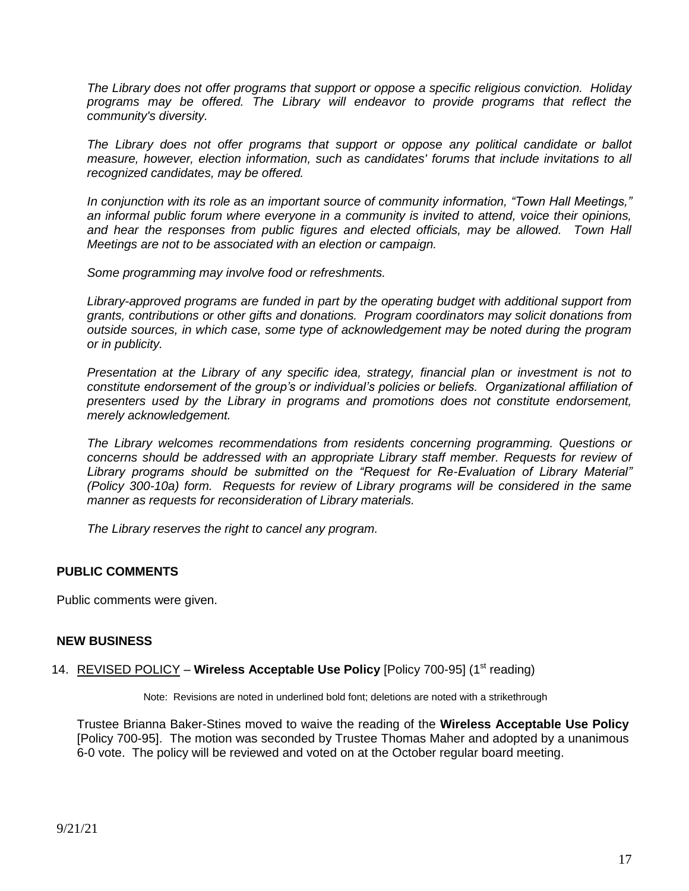*The Library does not offer programs that support or oppose a specific religious conviction. Holiday programs may be offered. The Library will endeavor to provide programs that reflect the community's diversity.*

*The Library does not offer programs that support or oppose any political candidate or ballot measure, however, election information, such as candidates' forums that include invitations to all recognized candidates, may be offered.*

*In conjunction with its role as an important source of community information, "Town Hall Meetings," an informal public forum where everyone in a community is invited to attend, voice their opinions, and hear the responses from public figures and elected officials, may be allowed. Town Hall Meetings are not to be associated with an election or campaign.*

*Some programming may involve food or refreshments.*

*Library-approved programs are funded in part by the operating budget with additional support from grants, contributions or other gifts and donations. Program coordinators may solicit donations from outside sources, in which case, some type of acknowledgement may be noted during the program or in publicity.*

*Presentation at the Library of any specific idea, strategy, financial plan or investment is not to constitute endorsement of the group's or individual's policies or beliefs. Organizational affiliation of presenters used by the Library in programs and promotions does not constitute endorsement, merely acknowledgement.*

*The Library welcomes recommendations from residents concerning programming. Questions or concerns should be addressed with an appropriate Library staff member. Requests for review of Library programs should be submitted on the "Request for Re-Evaluation of Library Material" (Policy 300-10a) form. Requests for review of Library programs will be considered in the same manner as requests for reconsideration of Library materials.*

*The Library reserves the right to cancel any program.*

## PUBLIC COMMENTS

Public comments were given.

## NEW BUSINESS

14. <u>REVISED POLICY</u> – **Wireless Acceptable Use Policy** [Policy 700-95] (1st reading)

Note: Revisions are noted in underlined bold font; deletions are noted with a strikethrough

Trustee Brianna Baker-Stines moved to waive the reading of the **Wireless Acceptable Use Policy** [Policy 700-95]. The motion was seconded by Trustee Thomas Maher and adopted by a unanimous 6-0 vote. The policy will be reviewed and voted on at the October regular board meeting.

9/21/21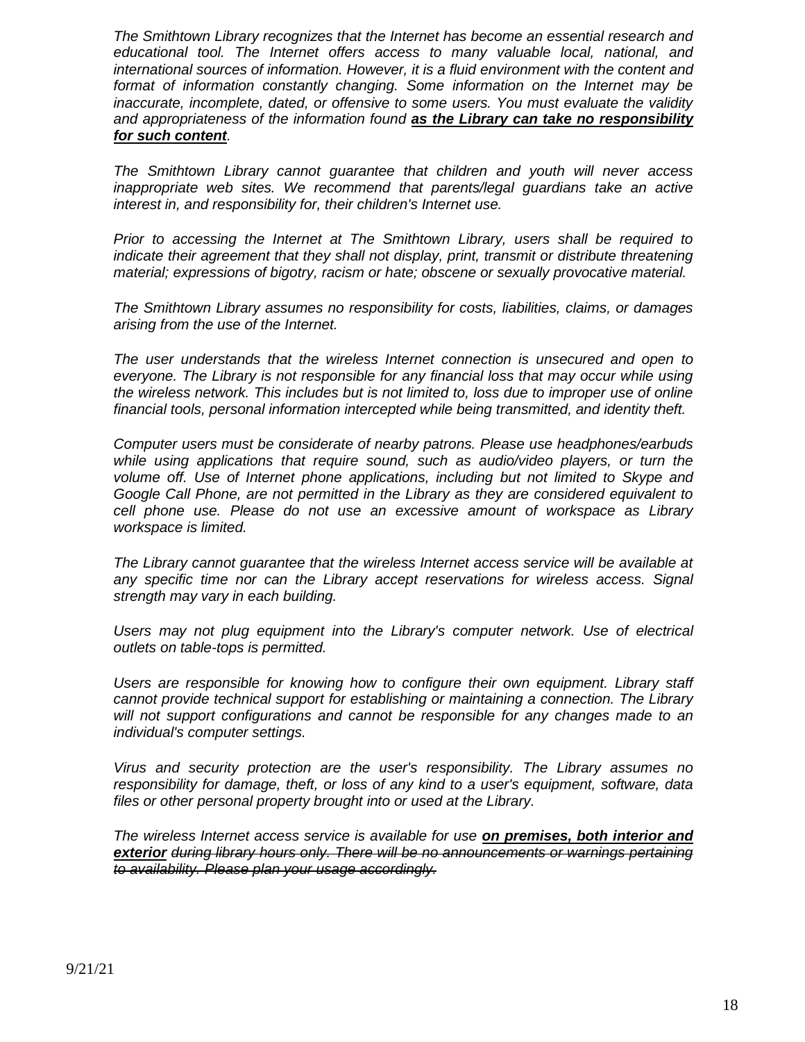*The Smithtown Library recognizes that the Internet has become an essential research and educational tool. The Internet offers access to many valuable local, national, and international sources of information. However, it is a fluid environment with the content and format of information constantly changing. Some information on the Internet may be inaccurate, incomplete, dated, or offensive to some users. You must evaluate the validity and appropriateness of the information found* ***<u>as the Library can take no responsibility for such content</u>****.*

*The Smithtown Library cannot guarantee that children and youth will never access inappropriate web sites. We recommend that parents/legal guardians take an active interest in, and responsibility for, their children's Internet use.*

*Prior to accessing the Internet at The Smithtown Library, users shall be required to indicate their agreement that they shall not display, print, transmit or distribute threatening material; expressions of bigotry, racism or hate; obscene or sexually provocative material.*

*The Smithtown Library assumes no responsibility for costs, liabilities, claims, or damages arising from the use of the Internet.*

*The user understands that the wireless Internet connection is unsecured and open to everyone. The Library is not responsible for any financial loss that may occur while using the wireless network. This includes but is not limited to, loss due to improper use of online financial tools, personal information intercepted while being transmitted, and identity theft.*

*Computer users must be considerate of nearby patrons. Please use headphones/earbuds while using applications that require sound, such as audio/video players, or turn the volume off. Use of Internet phone applications, including but not limited to Skype and Google Call Phone, are not permitted in the Library as they are considered equivalent to cell phone use. Please do not use an excessive amount of workspace as Library workspace is limited.*

*The Library cannot guarantee that the wireless Internet access service will be available at any specific time nor can the Library accept reservations for wireless access. Signal strength may vary in each building.*

*Users may not plug equipment into the Library's computer network. Use of electrical outlets on table-tops is permitted.*

*Users are responsible for knowing how to configure their own equipment. Library staff cannot provide technical support for establishing or maintaining a connection. The Library will not support configurations and cannot be responsible for any changes made to an individual's computer settings.*

*Virus and security protection are the user's responsibility. The Library assumes no responsibility for damage, theft, or loss of any kind to a user's equipment, software, data files or other personal property brought into or used at the Library.*

*The wireless Internet access service is available for use* ***<u>on premises, both interior and exterior</u>*** ~~*during library hours only. There will be no announcements or warnings pertaining to availability. Please plan your usage accordingly.*~~

9/21/21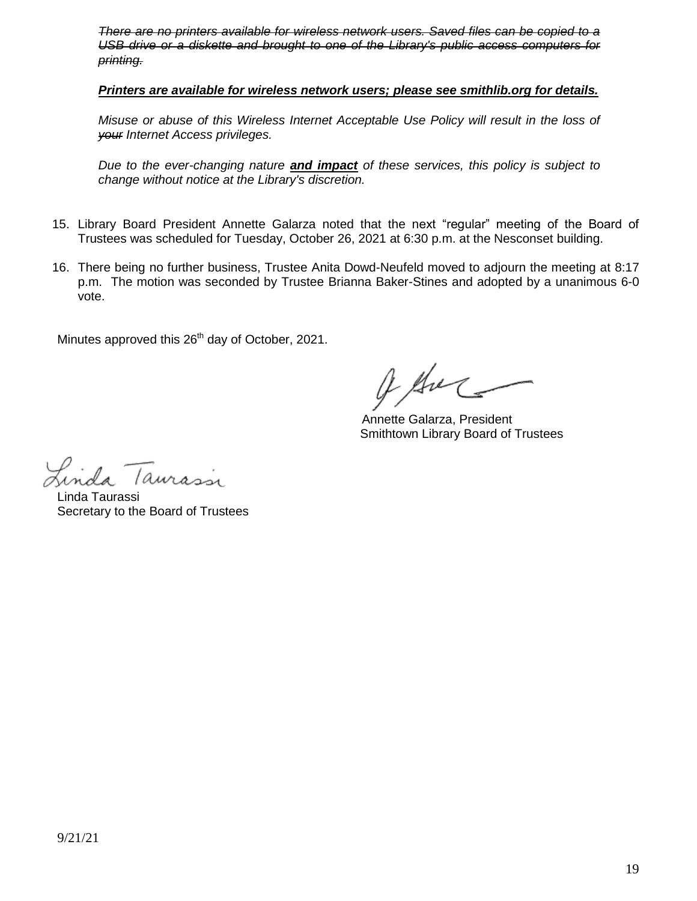*~~There are no printers available for wireless network users. Saved files can be copied to a USB drive or a diskette and brought to one of the Library's public access computers for printing.~~*

***<u>Printers are available for wireless network users; please see smithlib.org for details.</u>***

*Misuse or abuse of this Wireless Internet Acceptable Use Policy will result in the loss of ~~your~~ Internet Access privileges.*

*Due to the ever-changing nature **<u>and impact</u>** of these services, this policy is subject to change without notice at the Library's discretion.*

15. Library Board President Annette Galarza noted that the next "regular" meeting of the Board of Trustees was scheduled for Tuesday, October 26, 2021 at 6:30 p.m. at the Nesconset building.

16. There being no further business, Trustee Anita Dowd-Neufeld moved to adjourn the meeting at 8:17 p.m. The motion was seconded by Trustee Brianna Baker-Stines and adopted by a unanimous 6-0 vote.

Minutes approved this 26th day of October, 2021.

Annette Galarza, President
Smithtown Library Board of Trustees

Linda Taurassi
Secretary to the Board of Trustees

9/21/21